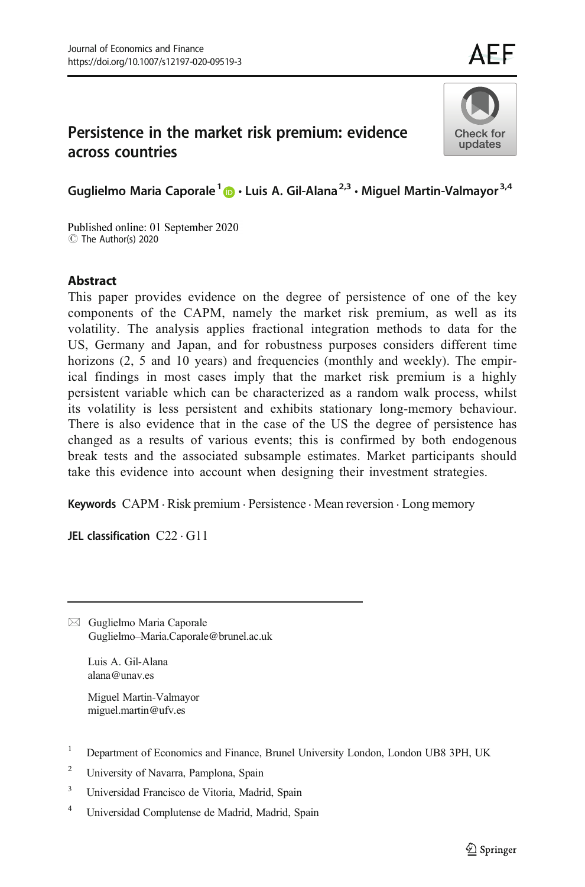# Persistence in the market risk premium: evidence across countries

**Guglielmo Maria Caporale[1] · Luis A. Gil-Alana[2,3] · Miguel Martin-Valmayor[3,4]**

Published online: 01 September 2020
© The Author(s) 2020

## Abstract

This paper provides evidence on the degree of persistence of one of the key components of the CAPM, namely the market risk premium, as well as its volatility. The analysis applies fractional integration methods to data for the US, Germany and Japan, and for robustness purposes considers different time horizons (2, 5 and 10 years) and frequencies (monthly and weekly). The empirical findings in most cases imply that the market risk premium is a highly persistent variable which can be characterized as a random walk process, whilst its volatility is less persistent and exhibits stationary long-memory behaviour. There is also evidence that in the case of the US the degree of persistence has changed as a results of various events; this is confirmed by both endogenous break tests and the associated subsample estimates. Market participants should take this evidence into account when designing their investment strategies.

**Keywords** CAPM · Risk premium · Persistence · Mean reversion · Long memory

**JEL classification** C22 · G11

---

✉ Guglielmo Maria Caporale
Guglielmo–Maria.Caporale@brunel.ac.uk

Luis A. Gil-Alana
alana@unav.es

Miguel Martin-Valmayor
miguel.martin@ufv.es

[1] Department of Economics and Finance, Brunel University London, London UB8 3PH, UK

[2] University of Navarra, Pamplona, Spain

[3] Universidad Francisco de Vitoria, Madrid, Spain

[4] Universidad Complutense de Madrid, Madrid, Spain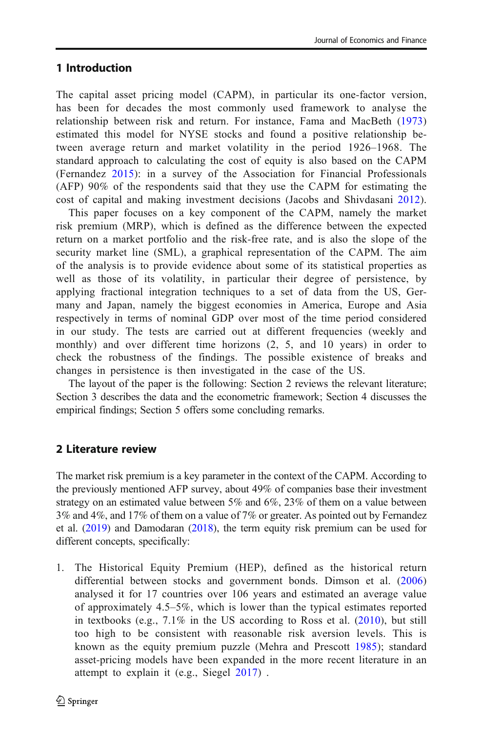## 1 Introduction

The capital asset pricing model (CAPM), in particular its one-factor version, has been for decades the most commonly used framework to analyse the relationship between risk and return. For instance, Fama and MacBeth (1973) estimated this model for NYSE stocks and found a positive relationship between average return and market volatility in the period 1926–1968. The standard approach to calculating the cost of equity is also based on the CAPM (Fernandez 2015): in a survey of the Association for Financial Professionals (AFP) 90% of the respondents said that they use the CAPM for estimating the cost of capital and making investment decisions (Jacobs and Shivdasani 2012).

This paper focuses on a key component of the CAPM, namely the market risk premium (MRP), which is defined as the difference between the expected return on a market portfolio and the risk-free rate, and is also the slope of the security market line (SML), a graphical representation of the CAPM. The aim of the analysis is to provide evidence about some of its statistical properties as well as those of its volatility, in particular their degree of persistence, by applying fractional integration techniques to a set of data from the US, Germany and Japan, namely the biggest economies in America, Europe and Asia respectively in terms of nominal GDP over most of the time period considered in our study. The tests are carried out at different frequencies (weekly and monthly) and over different time horizons (2, 5, and 10 years) in order to check the robustness of the findings. The possible existence of breaks and changes in persistence is then investigated in the case of the US.

The layout of the paper is the following: Section 2 reviews the relevant literature; Section 3 describes the data and the econometric framework; Section 4 discusses the empirical findings; Section 5 offers some concluding remarks.

## 2 Literature review

The market risk premium is a key parameter in the context of the CAPM. According to the previously mentioned AFP survey, about 49% of companies base their investment strategy on an estimated value between 5% and 6%, 23% of them on a value between 3% and 4%, and 17% of them on a value of 7% or greater. As pointed out by Fernandez et al. (2019) and Damodaran (2018), the term equity risk premium can be used for different concepts, specifically:

1. The Historical Equity Premium (HEP), defined as the historical return differential between stocks and government bonds. Dimson et al. (2006) analysed it for 17 countries over 106 years and estimated an average value of approximately 4.5–5%, which is lower than the typical estimates reported in textbooks (e.g., 7.1% in the US according to Ross et al. (2010), but still too high to be consistent with reasonable risk aversion levels. This is known as the equity premium puzzle (Mehra and Prescott 1985); standard asset-pricing models have been expanded in the more recent literature in an attempt to explain it (e.g., Siegel 2017) .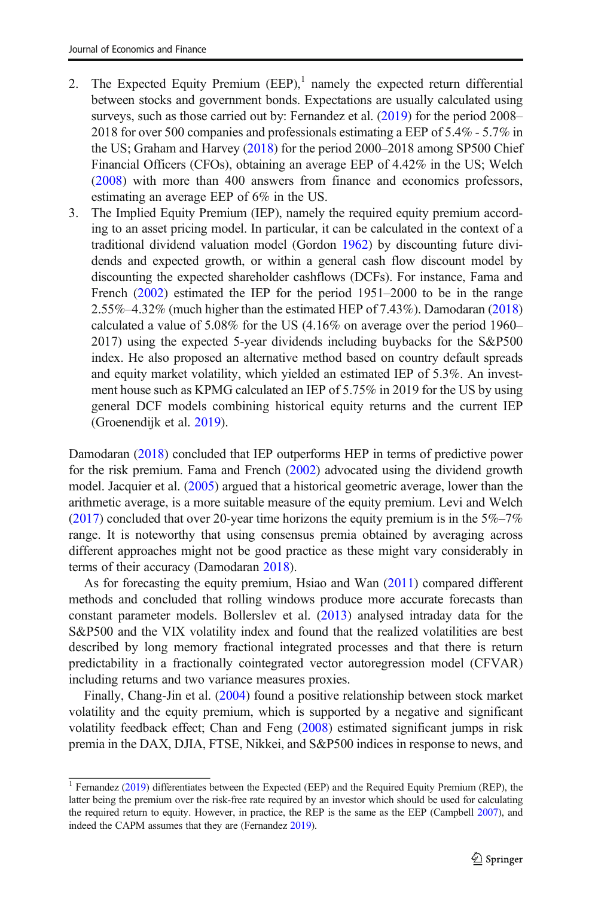2. The Expected Equity Premium (EEP),[1] namely the expected return differential between stocks and government bonds. Expectations are usually calculated using surveys, such as those carried out by: Fernandez et al. (2019) for the period 2008–2018 for over 500 companies and professionals estimating a EEP of 5.4% - 5.7% in the US; Graham and Harvey (2018) for the period 2000–2018 among SP500 Chief Financial Officers (CFOs), obtaining an average EEP of 4.42% in the US; Welch (2008) with more than 400 answers from finance and economics professors, estimating an average EEP of 6% in the US.
3. The Implied Equity Premium (IEP), namely the required equity premium according to an asset pricing model. In particular, it can be calculated in the context of a traditional dividend valuation model (Gordon 1962) by discounting future dividends and expected growth, or within a general cash flow discount model by discounting the expected shareholder cashflows (DCFs). For instance, Fama and French (2002) estimated the IEP for the period 1951–2000 to be in the range 2.55%–4.32% (much higher than the estimated HEP of 7.43%). Damodaran (2018) calculated a value of 5.08% for the US (4.16% on average over the period 1960–2017) using the expected 5-year dividends including buybacks for the S&P500 index. He also proposed an alternative method based on country default spreads and equity market volatility, which yielded an estimated IEP of 5.3%. An investment house such as KPMG calculated an IEP of 5.75% in 2019 for the US by using general DCF models combining historical equity returns and the current IEP (Groenendijk et al. 2019).

Damodaran (2018) concluded that IEP outperforms HEP in terms of predictive power for the risk premium. Fama and French (2002) advocated using the dividend growth model. Jacquier et al. (2005) argued that a historical geometric average, lower than the arithmetic average, is a more suitable measure of the equity premium. Levi and Welch (2017) concluded that over 20-year time horizons the equity premium is in the 5%–7% range. It is noteworthy that using consensus premia obtained by averaging across different approaches might not be good practice as these might vary considerably in terms of their accuracy (Damodaran 2018).

As for forecasting the equity premium, Hsiao and Wan (2011) compared different methods and concluded that rolling windows produce more accurate forecasts than constant parameter models. Bollerslev et al. (2013) analysed intraday data for the S&P500 and the VIX volatility index and found that the realized volatilities are best described by long memory fractional integrated processes and that there is return predictability in a fractionally cointegrated vector autoregression model (CFVAR) including returns and two variance measures proxies.

Finally, Chang-Jin et al. (2004) found a positive relationship between stock market volatility and the equity premium, which is supported by a negative and significant volatility feedback effect; Chan and Feng (2008) estimated significant jumps in risk premia in the DAX, DJIA, FTSE, Nikkei, and S&P500 indices in response to news, and

[1] Fernandez (2019) differentiates between the Expected (EEP) and the Required Equity Premium (REP), the latter being the premium over the risk-free rate required by an investor which should be used for calculating the required return to equity. However, in practice, the REP is the same as the EEP (Campbell 2007), and indeed the CAPM assumes that they are (Fernandez 2019).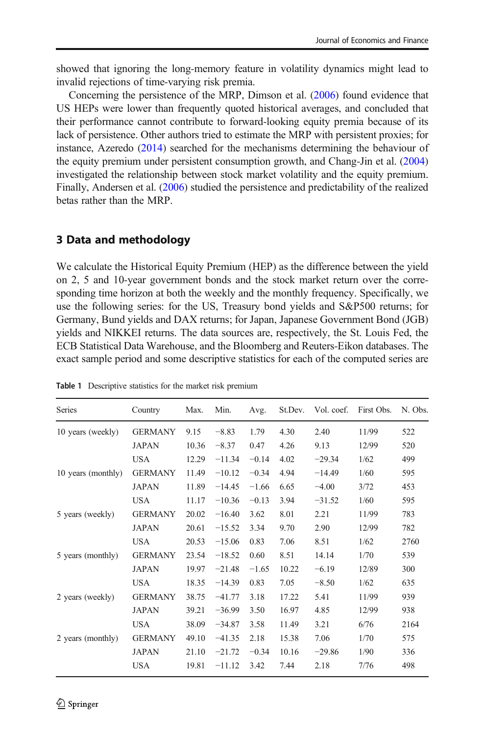showed that ignoring the long-memory feature in volatility dynamics might lead to invalid rejections of time-varying risk premia.

Concerning the persistence of the MRP, Dimson et al. (2006) found evidence that US HEPs were lower than frequently quoted historical averages, and concluded that their performance cannot contribute to forward-looking equity premia because of its lack of persistence. Other authors tried to estimate the MRP with persistent proxies; for instance, Azeredo (2014) searched for the mechanisms determining the behaviour of the equity premium under persistent consumption growth, and Chang-Jin et al. (2004) investigated the relationship between stock market volatility and the equity premium. Finally, Andersen et al. (2006) studied the persistence and predictability of the realized betas rather than the MRP.

## 3 Data and methodology

We calculate the Historical Equity Premium (HEP) as the difference between the yield on 2, 5 and 10-year government bonds and the stock market return over the corresponding time horizon at both the weekly and the monthly frequency. Specifically, we use the following series: for the US, Treasury bond yields and S&P500 returns; for Germany, Bund yields and DAX returns; for Japan, Japanese Government Bond (JGB) yields and NIKKEI returns. The data sources are, respectively, the St. Louis Fed, the ECB Statistical Data Warehouse, and the Bloomberg and Reuters-Eikon databases. The exact sample period and some descriptive statistics for each of the computed series are

**Table 1** Descriptive statistics for the market risk premium

| Series | Country | Max. | Min. | Avg. | St.Dev. | Vol. coef. | First Obs. | N. Obs. |
|---|---|---|---|---|---|---|---|---|
| 10 years (weekly) | GERMANY | 9.15 | −8.83 | 1.79 | 4.30 | 2.40 | 11/99 | 522 |
| | JAPAN | 10.36 | −8.37 | 0.47 | 4.26 | 9.13 | 12/99 | 520 |
| | USA | 12.29 | −11.34 | −0.14 | 4.02 | −29.34 | 1/62 | 499 |
| 10 years (monthly) | GERMANY | 11.49 | −10.12 | −0.34 | 4.94 | −14.49 | 1/60 | 595 |
| | JAPAN | 11.89 | −14.45 | −1.66 | 6.65 | −4.00 | 3/72 | 453 |
| | USA | 11.17 | −10.36 | −0.13 | 3.94 | −31.52 | 1/60 | 595 |
| 5 years (weekly) | GERMANY | 20.02 | −16.40 | 3.62 | 8.01 | 2.21 | 11/99 | 783 |
| | JAPAN | 20.61 | −15.52 | 3.34 | 9.70 | 2.90 | 12/99 | 782 |
| | USA | 20.53 | −15.06 | 0.83 | 7.06 | 8.51 | 1/62 | 2760 |
| 5 years (monthly) | GERMANY | 23.54 | −18.52 | 0.60 | 8.51 | 14.14 | 1/70 | 539 |
| | JAPAN | 19.97 | −21.48 | −1.65 | 10.22 | −6.19 | 12/89 | 300 |
| | USA | 18.35 | −14.39 | 0.83 | 7.05 | −8.50 | 1/62 | 635 |
| 2 years (weekly) | GERMANY | 38.75 | −41.77 | 3.18 | 17.22 | 5.41 | 11/99 | 939 |
| | JAPAN | 39.21 | −36.99 | 3.50 | 16.97 | 4.85 | 12/99 | 938 |
| | USA | 38.09 | −34.87 | 3.58 | 11.49 | 3.21 | 6/76 | 2164 |
| 2 years (monthly) | GERMANY | 49.10 | −41.35 | 2.18 | 15.38 | 7.06 | 1/70 | 575 |
| | JAPAN | 21.10 | −21.72 | −0.34 | 10.16 | −29.86 | 1/90 | 336 |
| | USA | 19.81 | −11.12 | 3.42 | 7.44 | 2.18 | 7/76 | 498 |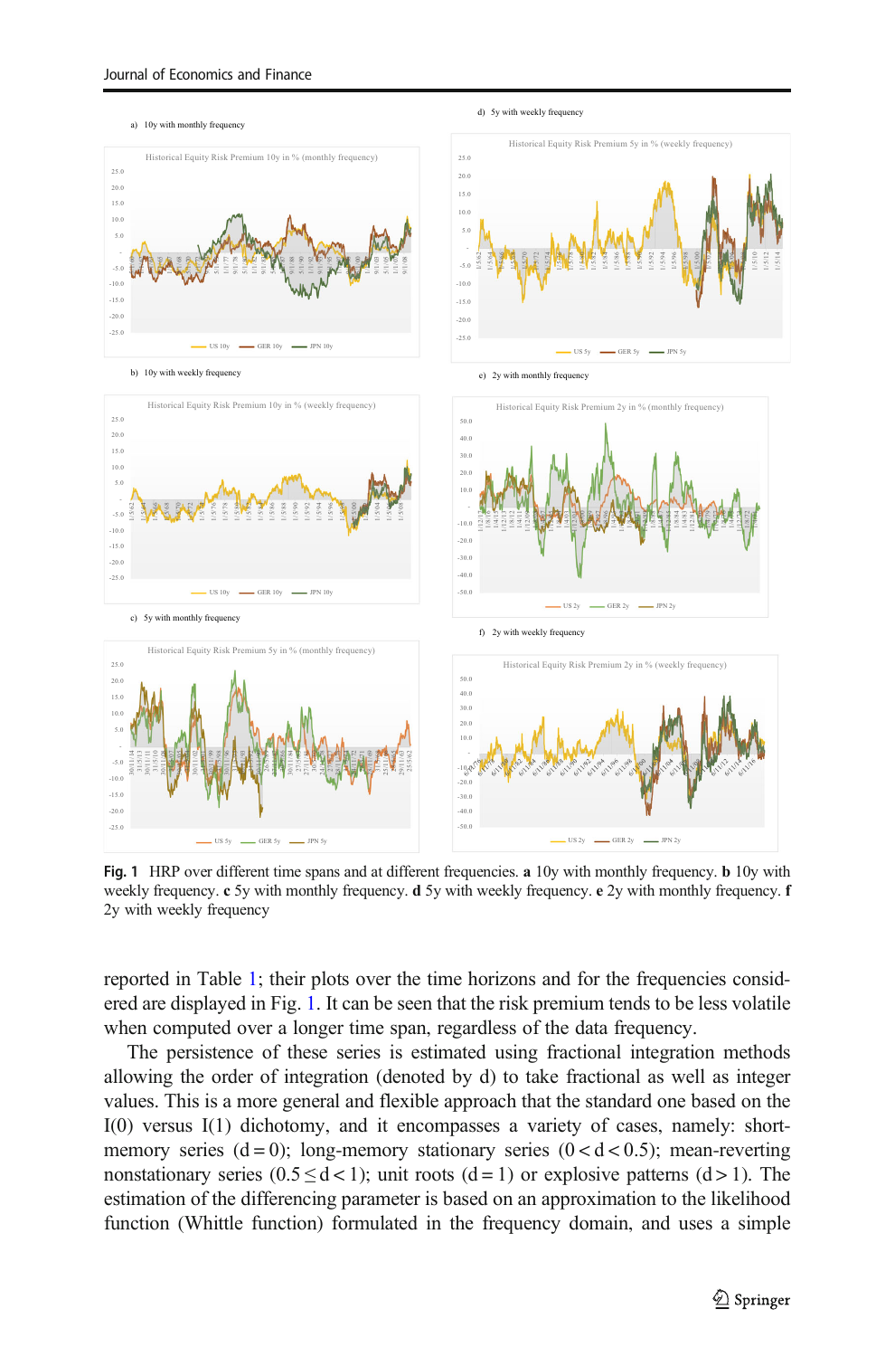Fig. 1 HRP over different time spans and at different frequencies. **a** 10y with monthly frequency. **b** 10y with weekly frequency. **c** 5y with monthly frequency. **d** 5y with weekly frequency. **e** 2y with monthly frequency. **f** 2y with weekly frequency

reported in Table 1; their plots over the time horizons and for the frequencies considered are displayed in Fig. 1. It can be seen that the risk premium tends to be less volatile when computed over a longer time span, regardless of the data frequency.

The persistence of these series is estimated using fractional integration methods allowing the order of integration (denoted by d) to take fractional as well as integer values. This is a more general and flexible approach that the standard one based on the I(0) versus I(1) dichotomy, and it encompasses a variety of cases, namely: short-memory series ($d = 0$); long-memory stationary series ($0 < d < 0.5$); mean-reverting nonstationary series ($0.5 \leq d < 1$); unit roots ($d = 1$) or explosive patterns ($d > 1$). The estimation of the differencing parameter is based on an approximation to the likelihood function (Whittle function) formulated in the frequency domain, and uses a simple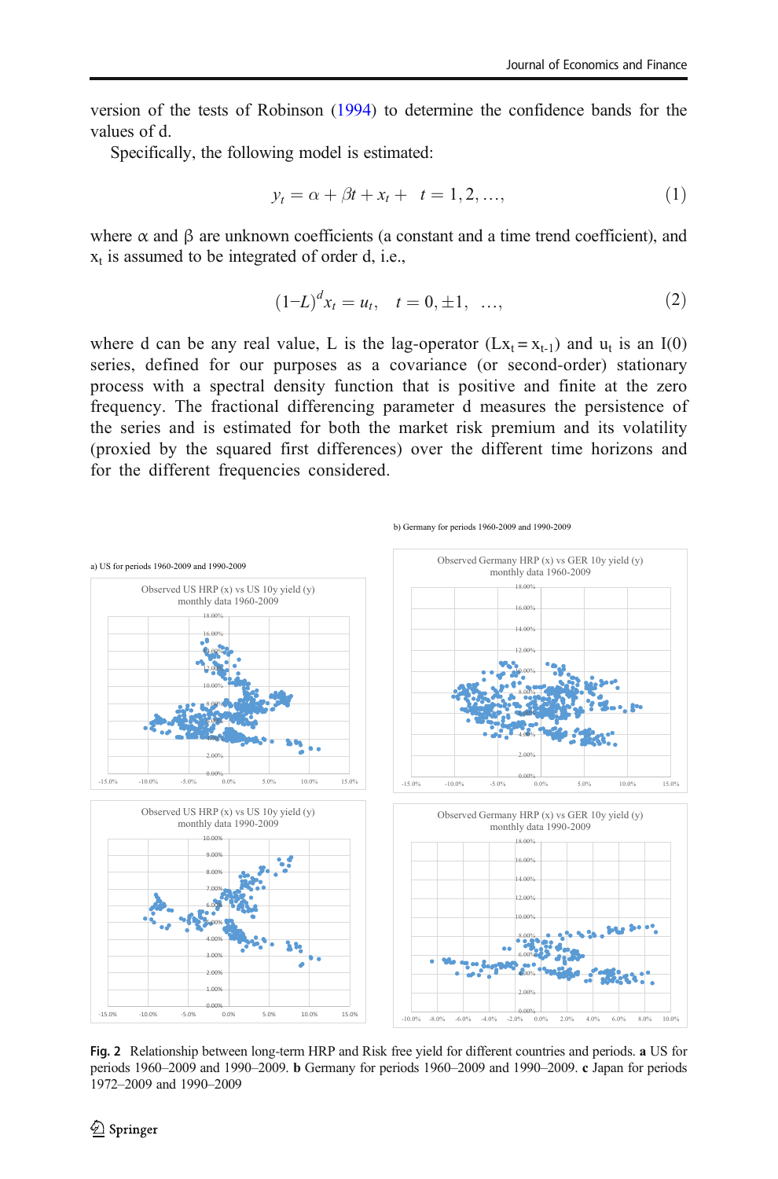version of the tests of Robinson (1994) to determine the confidence bands for the values of d.

Specifically, the following model is estimated:

$$y_t = \alpha + \beta t + x_t + \quad t = 1, 2, \ldots, \tag{1}$$

where α and β are unknown coefficients (a constant and a time trend coefficient), and $x_t$ is assumed to be integrated of order d, i.e.,

$$(1{-}L)^d x_t = u_t, \quad t = 0, \pm 1, \quad \ldots, \tag{2}$$

where d can be any real value, L is the lag-operator ($Lx_t = x_{t-1}$) and $u_t$ is an I(0) series, defined for our purposes as a covariance (or second-order) stationary process with a spectral density function that is positive and finite at the zero frequency. The fractional differencing parameter d measures the persistence of the series and is estimated for both the market risk premium and its volatility (proxied by the squared first differences) over the different time horizons and for the different frequencies considered.

a) US for periods 1960-2009 and 1990-2009

b) Germany for periods 1960-2009 and 1990-2009

Fig. 2 Relationship between long-term HRP and Risk free yield for different countries and periods. **a** US for periods 1960–2009 and 1990–2009. **b** Germany for periods 1960–2009 and 1990–2009. **c** Japan for periods 1972–2009 and 1990–2009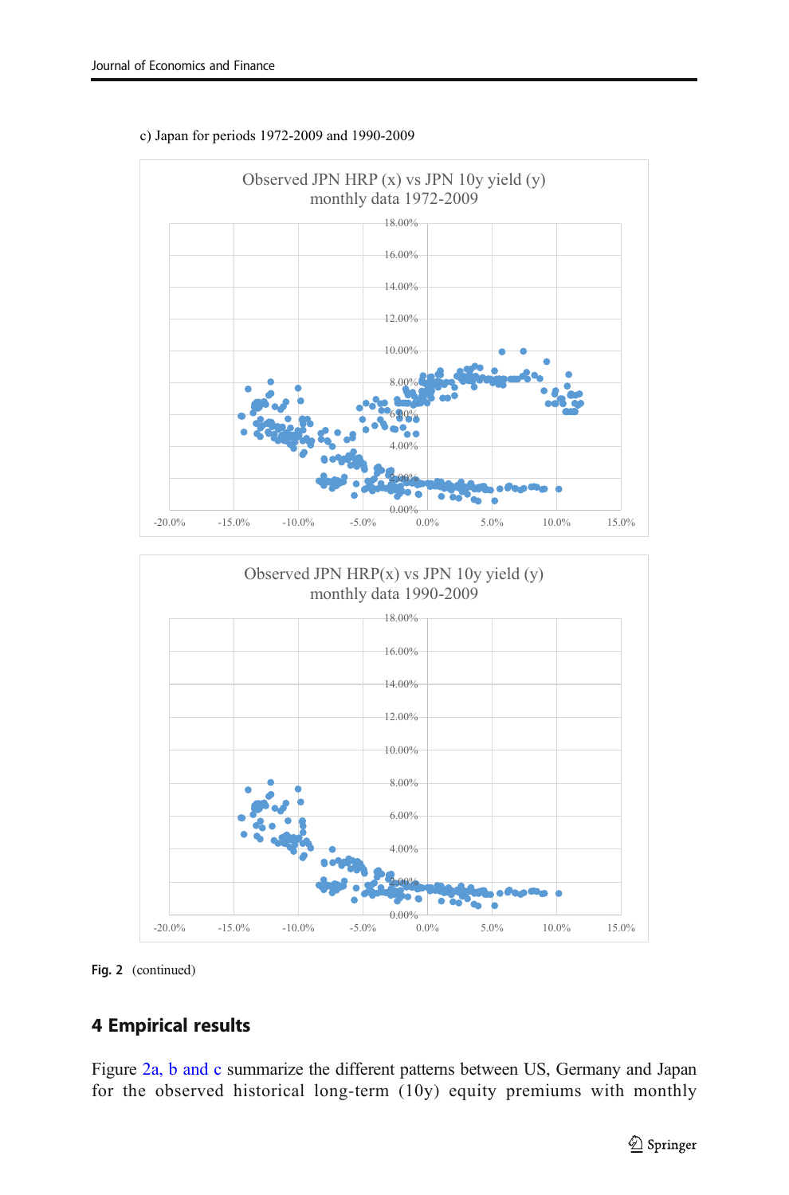c) Japan for periods 1972-2009 and 1990-2009

Observed JPN HRP (x) vs JPN 10y yield (y)
monthly data 1972-2009

Observed JPN HRP(x) vs JPN 10y yield (y)
monthly data 1990-2009

**Fig. 2** (continued)

## 4 Empirical results

Figure 2a, b and c summarize the different patterns between US, Germany and Japan for the observed historical long-term (10y) equity premiums with monthly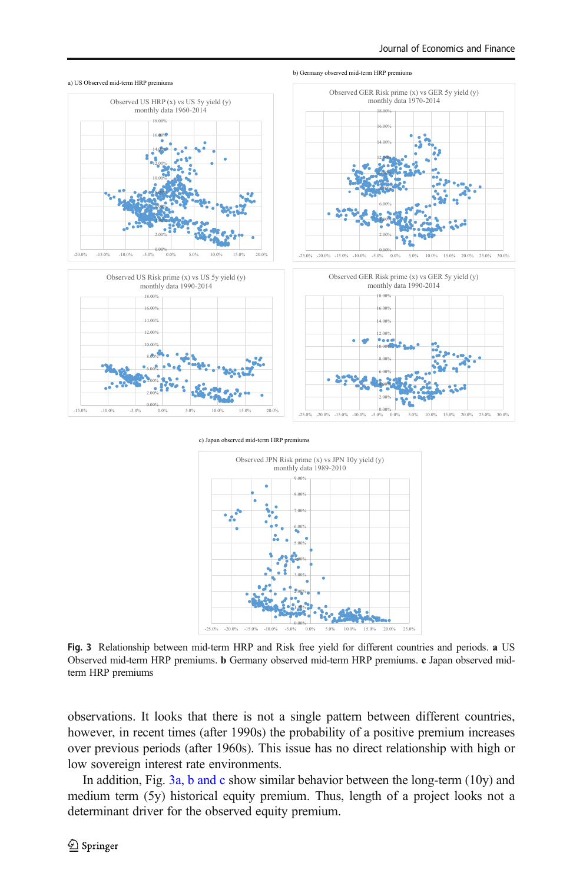a) US Observed mid-term HRP premiums

b) Germany observed mid-term HRP premiums

c) Japan observed mid-term HRP premiums

Fig. 3 Relationship between mid-term HRP and Risk free yield for different countries and periods. **a** US Observed mid-term HRP premiums. **b** Germany observed mid-term HRP premiums. **c** Japan observed mid-term HRP premiums

observations. It looks that there is not a single pattern between different countries, however, in recent times (after 1990s) the probability of a positive premium increases over previous periods (after 1960s). This issue has no direct relationship with high or low sovereign interest rate environments.

In addition, Fig. 3a, b and c show similar behavior between the long-term (10y) and medium term (5y) historical equity premium. Thus, length of a project looks not a determinant driver for the observed equity premium.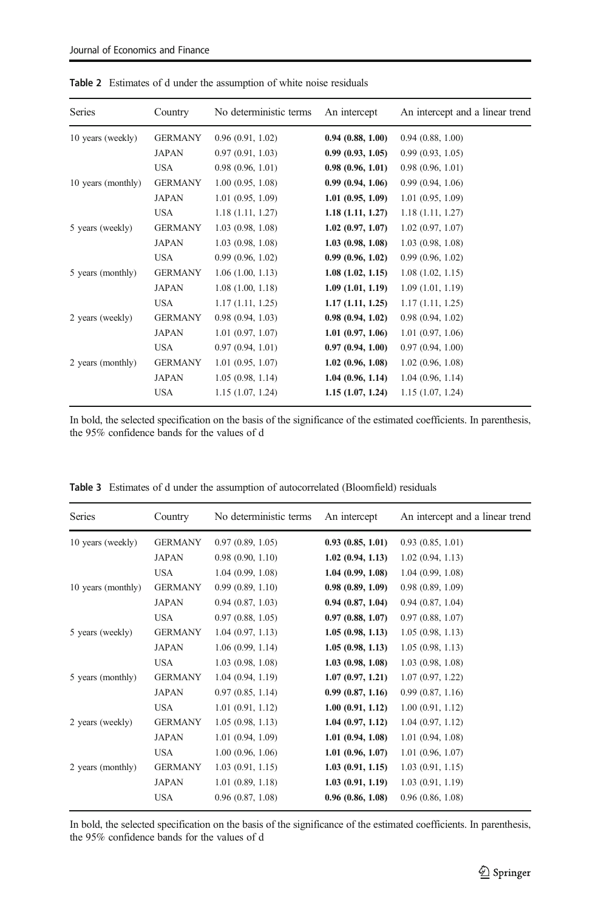**Table 2** Estimates of d under the assumption of white noise residuals

| Series | Country | No deterministic terms | An intercept | An intercept and a linear trend |
|---|---|---|---|---|
| 10 years (weekly) | GERMANY | 0.96 (0.91, 1.02) | **0.94 (0.88, 1.00)** | 0.94 (0.88, 1.00) |
| | JAPAN | 0.97 (0.91, 1.03) | **0.99 (0.93, 1.05)** | 0.99 (0.93, 1.05) |
| | USA | 0.98 (0.96, 1.01) | **0.98 (0.96, 1.01)** | 0.98 (0.96, 1.01) |
| 10 years (monthly) | GERMANY | 1.00 (0.95, 1.08) | **0.99 (0.94, 1.06)** | 0.99 (0.94, 1.06) |
| | JAPAN | 1.01 (0.95, 1.09) | **1.01 (0.95, 1.09)** | 1.01 (0.95, 1.09) |
| | USA | 1.18 (1.11, 1.27) | **1.18 (1.11, 1.27)** | 1.18 (1.11, 1.27) |
| 5 years (weekly) | GERMANY | 1.03 (0.98, 1.08) | **1.02 (0.97, 1.07)** | 1.02 (0.97, 1.07) |
| | JAPAN | 1.03 (0.98, 1.08) | **1.03 (0.98, 1.08)** | 1.03 (0.98, 1.08) |
| | USA | 0.99 (0.96, 1.02) | **0.99 (0.96, 1.02)** | 0.99 (0.96, 1.02) |
| 5 years (monthly) | GERMANY | 1.06 (1.00, 1.13) | **1.08 (1.02, 1.15)** | 1.08 (1.02, 1.15) |
| | JAPAN | 1.08 (1.00, 1.18) | **1.09 (1.01, 1.19)** | 1.09 (1.01, 1.19) |
| | USA | 1.17 (1.11, 1.25) | **1.17 (1.11, 1.25)** | 1.17 (1.11, 1.25) |
| 2 years (weekly) | GERMANY | 0.98 (0.94, 1.03) | **0.98 (0.94, 1.02)** | 0.98 (0.94, 1.02) |
| | JAPAN | 1.01 (0.97, 1.07) | **1.01 (0.97, 1.06)** | 1.01 (0.97, 1.06) |
| | USA | 0.97 (0.94, 1.01) | **0.97 (0.94, 1.00)** | 0.97 (0.94, 1.00) |
| 2 years (monthly) | GERMANY | 1.01 (0.95, 1.07) | **1.02 (0.96, 1.08)** | 1.02 (0.96, 1.08) |
| | JAPAN | 1.05 (0.98, 1.14) | **1.04 (0.96, 1.14)** | 1.04 (0.96, 1.14) |
| | USA | 1.15 (1.07, 1.24) | **1.15 (1.07, 1.24)** | 1.15 (1.07, 1.24) |

In bold, the selected specification on the basis of the significance of the estimated coefficients. In parenthesis, the 95% confidence bands for the values of d

**Table 3** Estimates of d under the assumption of autocorrelated (Bloomfield) residuals

| Series | Country | No deterministic terms | An intercept | An intercept and a linear trend |
|---|---|---|---|---|
| 10 years (weekly) | GERMANY | 0.97 (0.89, 1.05) | **0.93 (0.85, 1.01)** | 0.93 (0.85, 1.01) |
| | JAPAN | 0.98 (0.90, 1.10) | **1.02 (0.94, 1.13)** | 1.02 (0.94, 1.13) |
| | USA | 1.04 (0.99, 1.08) | **1.04 (0.99, 1.08)** | 1.04 (0.99, 1.08) |
| 10 years (monthly) | GERMANY | 0.99 (0.89, 1.10) | **0.98 (0.89, 1.09)** | 0.98 (0.89, 1.09) |
| | JAPAN | 0.94 (0.87, 1.03) | **0.94 (0.87, 1.04)** | 0.94 (0.87, 1.04) |
| | USA | 0.97 (0.88, 1.05) | **0.97 (0.88, 1.07)** | 0.97 (0.88, 1.07) |
| 5 years (weekly) | GERMANY | 1.04 (0.97, 1.13) | **1.05 (0.98, 1.13)** | 1.05 (0.98, 1.13) |
| | JAPAN | 1.06 (0.99, 1.14) | **1.05 (0.98, 1.13)** | 1.05 (0.98, 1.13) |
| | USA | 1.03 (0.98, 1.08) | **1.03 (0.98, 1.08)** | 1.03 (0.98, 1.08) |
| 5 years (monthly) | GERMANY | 1.04 (0.94, 1.19) | **1.07 (0.97, 1.21)** | 1.07 (0.97, 1.22) |
| | JAPAN | 0.97 (0.85, 1.14) | **0.99 (0.87, 1.16)** | 0.99 (0.87, 1.16) |
| | USA | 1.01 (0.91, 1.12) | **1.00 (0.91, 1.12)** | 1.00 (0.91, 1.12) |
| 2 years (weekly) | GERMANY | 1.05 (0.98, 1.13) | **1.04 (0.97, 1.12)** | 1.04 (0.97, 1.12) |
| | JAPAN | 1.01 (0.94, 1.09) | **1.01 (0.94, 1.08)** | 1.01 (0.94, 1.08) |
| | USA | 1.00 (0.96, 1.06) | **1.01 (0.96, 1.07)** | 1.01 (0.96, 1.07) |
| 2 years (monthly) | GERMANY | 1.03 (0.91, 1.15) | **1.03 (0.91, 1.15)** | 1.03 (0.91, 1.15) |
| | JAPAN | 1.01 (0.89, 1.18) | **1.03 (0.91, 1.19)** | 1.03 (0.91, 1.19) |
| | USA | 0.96 (0.87, 1.08) | **0.96 (0.86, 1.08)** | 0.96 (0.86, 1.08) |

In bold, the selected specification on the basis of the significance of the estimated coefficients. In parenthesis, the 95% confidence bands for the values of d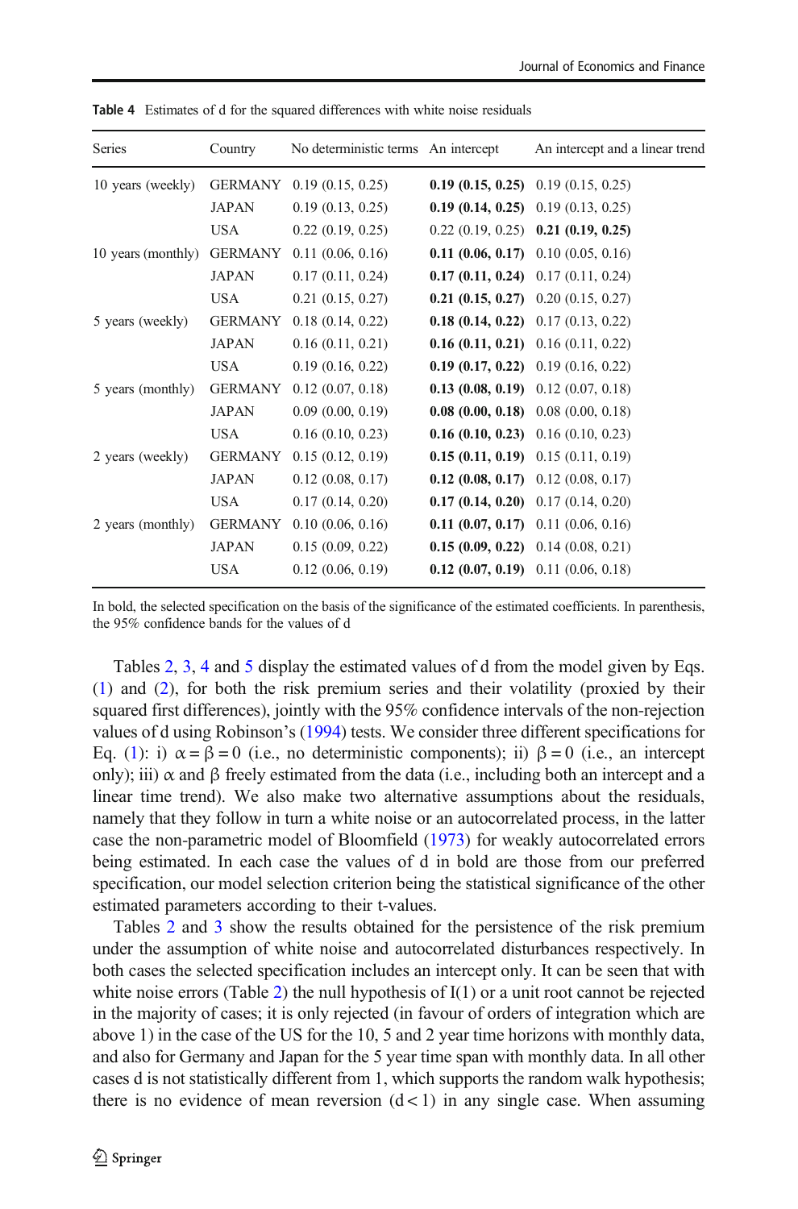**Table 4** Estimates of d for the squared differences with white noise residuals

| Series | Country | No deterministic terms | An intercept | An intercept and a linear trend |
|---|---|---|---|---|
| 10 years (weekly) | GERMANY | 0.19 (0.15, 0.25) | **0.19 (0.15, 0.25)** | 0.19 (0.15, 0.25) |
| | JAPAN | 0.19 (0.13, 0.25) | **0.19 (0.14, 0.25)** | 0.19 (0.13, 0.25) |
| | USA | 0.22 (0.19, 0.25) | 0.22 (0.19, 0.25) | **0.21 (0.19, 0.25)** |
| 10 years (monthly) | GERMANY | 0.11 (0.06, 0.16) | **0.11 (0.06, 0.17)** | 0.10 (0.05, 0.16) |
| | JAPAN | 0.17 (0.11, 0.24) | **0.17 (0.11, 0.24)** | 0.17 (0.11, 0.24) |
| | USA | 0.21 (0.15, 0.27) | **0.21 (0.15, 0.27)** | 0.20 (0.15, 0.27) |
| 5 years (weekly) | GERMANY | 0.18 (0.14, 0.22) | **0.18 (0.14, 0.22)** | 0.17 (0.13, 0.22) |
| | JAPAN | 0.16 (0.11, 0.21) | **0.16 (0.11, 0.21)** | 0.16 (0.11, 0.22) |
| | USA | 0.19 (0.16, 0.22) | **0.19 (0.17, 0.22)** | 0.19 (0.16, 0.22) |
| 5 years (monthly) | GERMANY | 0.12 (0.07, 0.18) | **0.13 (0.08, 0.19)** | 0.12 (0.07, 0.18) |
| | JAPAN | 0.09 (0.00, 0.19) | **0.08 (0.00, 0.18)** | 0.08 (0.00, 0.18) |
| | USA | 0.16 (0.10, 0.23) | **0.16 (0.10, 0.23)** | 0.16 (0.10, 0.23) |
| 2 years (weekly) | GERMANY | 0.15 (0.12, 0.19) | **0.15 (0.11, 0.19)** | 0.15 (0.11, 0.19) |
| | JAPAN | 0.12 (0.08, 0.17) | **0.12 (0.08, 0.17)** | 0.12 (0.08, 0.17) |
| | USA | 0.17 (0.14, 0.20) | **0.17 (0.14, 0.20)** | 0.17 (0.14, 0.20) |
| 2 years (monthly) | GERMANY | 0.10 (0.06, 0.16) | **0.11 (0.07, 0.17)** | 0.11 (0.06, 0.16) |
| | JAPAN | 0.15 (0.09, 0.22) | **0.15 (0.09, 0.22)** | 0.14 (0.08, 0.21) |
| | USA | 0.12 (0.06, 0.19) | **0.12 (0.07, 0.19)** | 0.11 (0.06, 0.18) |

In bold, the selected specification on the basis of the significance of the estimated coefficients. In parenthesis, the 95% confidence bands for the values of d

Tables 2, 3, 4 and 5 display the estimated values of d from the model given by Eqs. (1) and (2), for both the risk premium series and their volatility (proxied by their squared first differences), jointly with the 95% confidence intervals of the non-rejection values of d using Robinson's (1994) tests. We consider three different specifications for Eq. (1): i) $\alpha = \beta = 0$ (i.e., no deterministic components); ii) $\beta = 0$ (i.e., an intercept only); iii) $\alpha$ and $\beta$ freely estimated from the data (i.e., including both an intercept and a linear time trend). We also make two alternative assumptions about the residuals, namely that they follow in turn a white noise or an autocorrelated process, in the latter case the non-parametric model of Bloomfield (1973) for weakly autocorrelated errors being estimated. In each case the values of d in bold are those from our preferred specification, our model selection criterion being the statistical significance of the other estimated parameters according to their t-values.

Tables 2 and 3 show the results obtained for the persistence of the risk premium under the assumption of white noise and autocorrelated disturbances respectively. In both cases the selected specification includes an intercept only. It can be seen that with white noise errors (Table 2) the null hypothesis of I(1) or a unit root cannot be rejected in the majority of cases; it is only rejected (in favour of orders of integration which are above 1) in the case of the US for the 10, 5 and 2 year time horizons with monthly data, and also for Germany and Japan for the 5 year time span with monthly data. In all other cases d is not statistically different from 1, which supports the random walk hypothesis; there is no evidence of mean reversion $(d < 1)$ in any single case. When assuming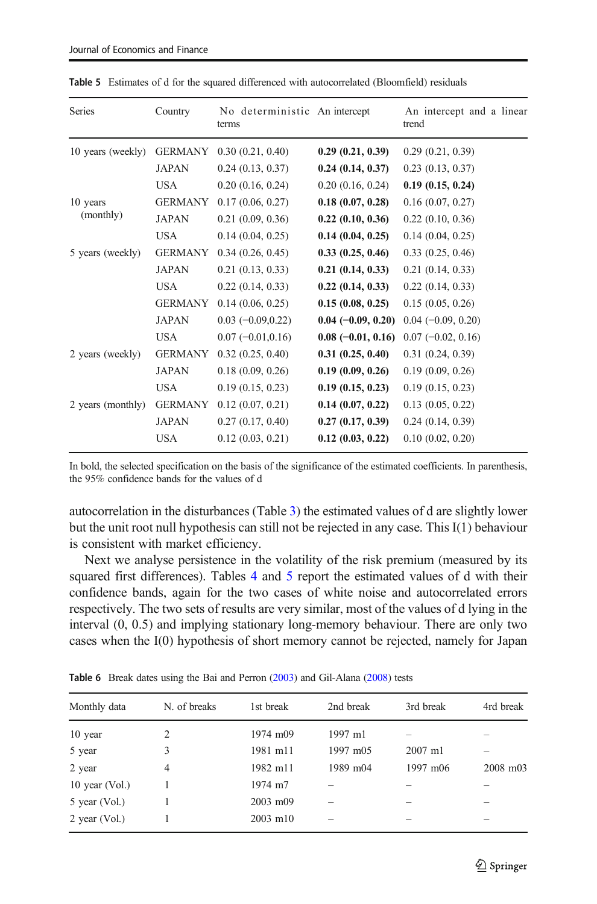Table 5 Estimates of d for the squared differenced with autocorrelated (Bloomfield) residuals

| Series | Country | No deterministic terms | An intercept | An intercept and a linear trend |
|---|---|---|---|---|
| 10 years (weekly) | GERMANY | 0.30 (0.21, 0.40) | **0.29 (0.21, 0.39)** | 0.29 (0.21, 0.39) |
| | JAPAN | 0.24 (0.13, 0.37) | **0.24 (0.14, 0.37)** | 0.23 (0.13, 0.37) |
| | USA | 0.20 (0.16, 0.24) | 0.20 (0.16, 0.24) | **0.19 (0.15, 0.24)** |
| 10 years (monthly) | GERMANY | 0.17 (0.06, 0.27) | **0.18 (0.07, 0.28)** | 0.16 (0.07, 0.27) |
| | JAPAN | 0.21 (0.09, 0.36) | **0.22 (0.10, 0.36)** | 0.22 (0.10, 0.36) |
| | USA | 0.14 (0.04, 0.25) | **0.14 (0.04, 0.25)** | 0.14 (0.04, 0.25) |
| 5 years (weekly) | GERMANY | 0.34 (0.26, 0.45) | **0.33 (0.25, 0.46)** | 0.33 (0.25, 0.46) |
| | JAPAN | 0.21 (0.13, 0.33) | **0.21 (0.14, 0.33)** | 0.21 (0.14, 0.33) |
| | USA | 0.22 (0.14, 0.33) | **0.22 (0.14, 0.33)** | 0.22 (0.14, 0.33) |
| | GERMANY | 0.14 (0.06, 0.25) | **0.15 (0.08, 0.25)** | 0.15 (0.05, 0.26) |
| | JAPAN | 0.03 (−0.09,0.22) | **0.04 (−0.09, 0.20)** | 0.04 (−0.09, 0.20) |
| | USA | 0.07 (−0.01,0.16) | **0.08 (−0.01, 0.16)** | 0.07 (−0.02, 0.16) |
| 2 years (weekly) | GERMANY | 0.32 (0.25, 0.40) | **0.31 (0.25, 0.40)** | 0.31 (0.24, 0.39) |
| | JAPAN | 0.18 (0.09, 0.26) | **0.19 (0.09, 0.26)** | 0.19 (0.09, 0.26) |
| | USA | 0.19 (0.15, 0.23) | **0.19 (0.15, 0.23)** | 0.19 (0.15, 0.23) |
| 2 years (monthly) | GERMANY | 0.12 (0.07, 0.21) | **0.14 (0.07, 0.22)** | 0.13 (0.05, 0.22) |
| | JAPAN | 0.27 (0.17, 0.40) | **0.27 (0.17, 0.39)** | 0.24 (0.14, 0.39) |
| | USA | 0.12 (0.03, 0.21) | **0.12 (0.03, 0.22)** | 0.10 (0.02, 0.20) |

In bold, the selected specification on the basis of the significance of the estimated coefficients. In parenthesis, the 95% confidence bands for the values of d

autocorrelation in the disturbances (Table 3) the estimated values of d are slightly lower but the unit root null hypothesis can still not be rejected in any case. This I(1) behaviour is consistent with market efficiency.

Next we analyse persistence in the volatility of the risk premium (measured by its squared first differences). Tables 4 and 5 report the estimated values of d with their confidence bands, again for the two cases of white noise and autocorrelated errors respectively. The two sets of results are very similar, most of the values of d lying in the interval (0, 0.5) and implying stationary long-memory behaviour. There are only two cases when the I(0) hypothesis of short memory cannot be rejected, namely for Japan

Table 6 Break dates using the Bai and Perron (2003) and Gil-Alana (2008) tests

| Monthly data | N. of breaks | 1st break | 2nd break | 3rd break | 4rd break |
|---|---|---|---|---|---|
| 10 year | 2 | 1974 m09 | 1997 m1 | – | – |
| 5 year | 3 | 1981 m11 | 1997 m05 | 2007 m1 | – |
| 2 year | 4 | 1982 m11 | 1989 m04 | 1997 m06 | 2008 m03 |
| 10 year (Vol.) | 1 | 1974 m7 | – | – | – |
| 5 year (Vol.) | 1 | 2003 m09 | – | – | – |
| 2 year (Vol.) | 1 | 2003 m10 | – | – | – |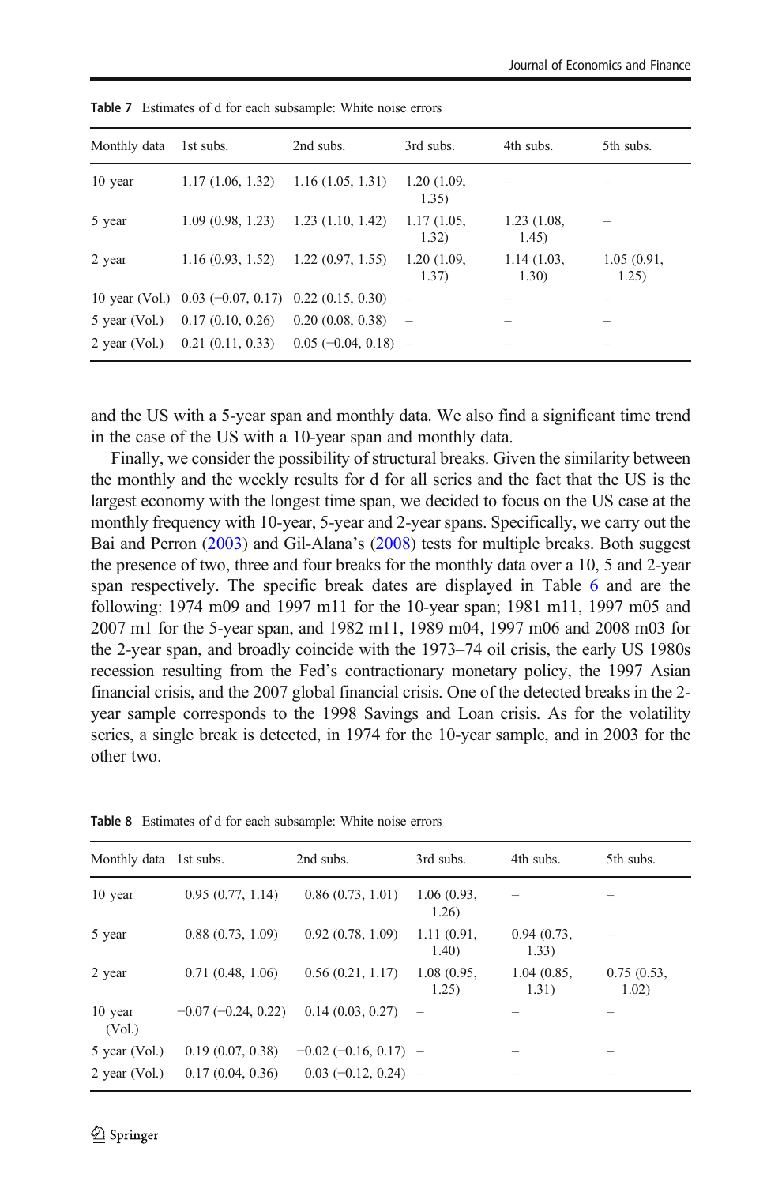**Table 7** Estimates of d for each subsample: White noise errors

| Monthly data | 1st subs. | 2nd subs. | 3rd subs. | 4th subs. | 5th subs. |
|---|---|---|---|---|---|
| 10 year | 1.17 (1.06, 1.32) | 1.16 (1.05, 1.31) | 1.20 (1.09, 1.35) | – | – |
| 5 year | 1.09 (0.98, 1.23) | 1.23 (1.10, 1.42) | 1.17 (1.05, 1.32) | 1.23 (1.08, 1.45) | – |
| 2 year | 1.16 (0.93, 1.52) | 1.22 (0.97, 1.55) | 1.20 (1.09, 1.37) | 1.14 (1.03, 1.30) | 1.05 (0.91, 1.25) |
| 10 year (Vol.) | 0.03 (−0.07, 0.17) | 0.22 (0.15, 0.30) | – | – | – |
| 5 year (Vol.) | 0.17 (0.10, 0.26) | 0.20 (0.08, 0.38) | – | – | – |
| 2 year (Vol.) | 0.21 (0.11, 0.33) | 0.05 (−0.04, 0.18) | – | – | – |

and the US with a 5-year span and monthly data. We also find a significant time trend in the case of the US with a 10-year span and monthly data.

Finally, we consider the possibility of structural breaks. Given the similarity between the monthly and the weekly results for d for all series and the fact that the US is the largest economy with the longest time span, we decided to focus on the US case at the monthly frequency with 10-year, 5-year and 2-year spans. Specifically, we carry out the Bai and Perron (2003) and Gil-Alana's (2008) tests for multiple breaks. Both suggest the presence of two, three and four breaks for the monthly data over a 10, 5 and 2-year span respectively. The specific break dates are displayed in Table 6 and are the following: 1974 m09 and 1997 m11 for the 10-year span; 1981 m11, 1997 m05 and 2007 m1 for the 5-year span, and 1982 m11, 1989 m04, 1997 m06 and 2008 m03 for the 2-year span, and broadly coincide with the 1973–74 oil crisis, the early US 1980s recession resulting from the Fed's contractionary monetary policy, the 1997 Asian financial crisis, and the 2007 global financial crisis. One of the detected breaks in the 2-year sample corresponds to the 1998 Savings and Loan crisis. As for the volatility series, a single break is detected, in 1974 for the 10-year sample, and in 2003 for the other two.

**Table 8** Estimates of d for each subsample: White noise errors

| Monthly data | 1st subs. | 2nd subs. | 3rd subs. | 4th subs. | 5th subs. |
|---|---|---|---|---|---|
| 10 year | 0.95 (0.77, 1.14) | 0.86 (0.73, 1.01) | 1.06 (0.93, 1.26) | – | – |
| 5 year | 0.88 (0.73, 1.09) | 0.92 (0.78, 1.09) | 1.11 (0.91, 1.40) | 0.94 (0.73, 1.33) | – |
| 2 year | 0.71 (0.48, 1.06) | 0.56 (0.21, 1.17) | 1.08 (0.95, 1.25) | 1.04 (0.85, 1.31) | 0.75 (0.53, 1.02) |
| 10 year (Vol.) | −0.07 (−0.24, 0.22) | 0.14 (0.03, 0.27) | – | – | – |
| 5 year (Vol.) | 0.19 (0.07, 0.38) | −0.02 (−0.16, 0.17) | – | – | – |
| 2 year (Vol.) | 0.17 (0.04, 0.36) | 0.03 (−0.12, 0.24) | – | – | – |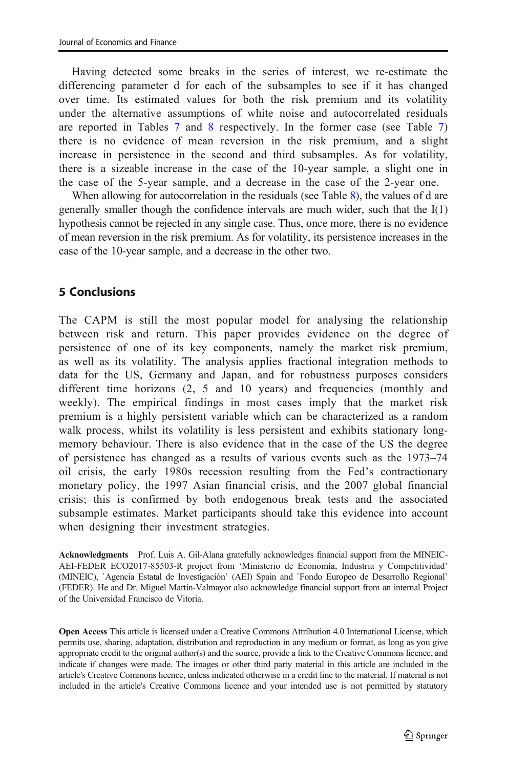Having detected some breaks in the series of interest, we re-estimate the differencing parameter d for each of the subsamples to see if it has changed over time. Its estimated values for both the risk premium and its volatility under the alternative assumptions of white noise and autocorrelated residuals are reported in Tables 7 and 8 respectively. In the former case (see Table 7) there is no evidence of mean reversion in the risk premium, and a slight increase in persistence in the second and third subsamples. As for volatility, there is a sizeable increase in the case of the 10-year sample, a slight one in the case of the 5-year sample, and a decrease in the case of the 2-year one.

When allowing for autocorrelation in the residuals (see Table 8), the values of d are generally smaller though the confidence intervals are much wider, such that the I(1) hypothesis cannot be rejected in any single case. Thus, once more, there is no evidence of mean reversion in the risk premium. As for volatility, its persistence increases in the case of the 10-year sample, and a decrease in the other two.

## 5 Conclusions

The CAPM is still the most popular model for analysing the relationship between risk and return. This paper provides evidence on the degree of persistence of one of its key components, namely the market risk premium, as well as its volatility. The analysis applies fractional integration methods to data for the US, Germany and Japan, and for robustness purposes considers different time horizons (2, 5 and 10 years) and frequencies (monthly and weekly). The empirical findings in most cases imply that the market risk premium is a highly persistent variable which can be characterized as a random walk process, whilst its volatility is less persistent and exhibits stationary long-memory behaviour. There is also evidence that in the case of the US the degree of persistence has changed as a results of various events such as the 1973–74 oil crisis, the early 1980s recession resulting from the Fed's contractionary monetary policy, the 1997 Asian financial crisis, and the 2007 global financial crisis; this is confirmed by both endogenous break tests and the associated subsample estimates. Market participants should take this evidence into account when designing their investment strategies.

**Acknowledgments** Prof. Luis A. Gil-Alana gratefully acknowledges financial support from the MINEIC-AEI-FEDER ECO2017-85503-R project from 'Ministerio de Economía, Industria y Competitividad' (MINEIC), `Agencia Estatal de Investigación' (AEI) Spain and `Fondo Europeo de Desarrollo Regional' (FEDER). He and Dr. Miguel Martin-Valmayor also acknowledge financial support from an internal Project of the Universidad Francisco de Vitoria.

**Open Access** This article is licensed under a Creative Commons Attribution 4.0 International License, which permits use, sharing, adaptation, distribution and reproduction in any medium or format, as long as you give appropriate credit to the original author(s) and the source, provide a link to the Creative Commons licence, and indicate if changes were made. The images or other third party material in this article are included in the article's Creative Commons licence, unless indicated otherwise in a credit line to the material. If material is not included in the article's Creative Commons licence and your intended use is not permitted by statutory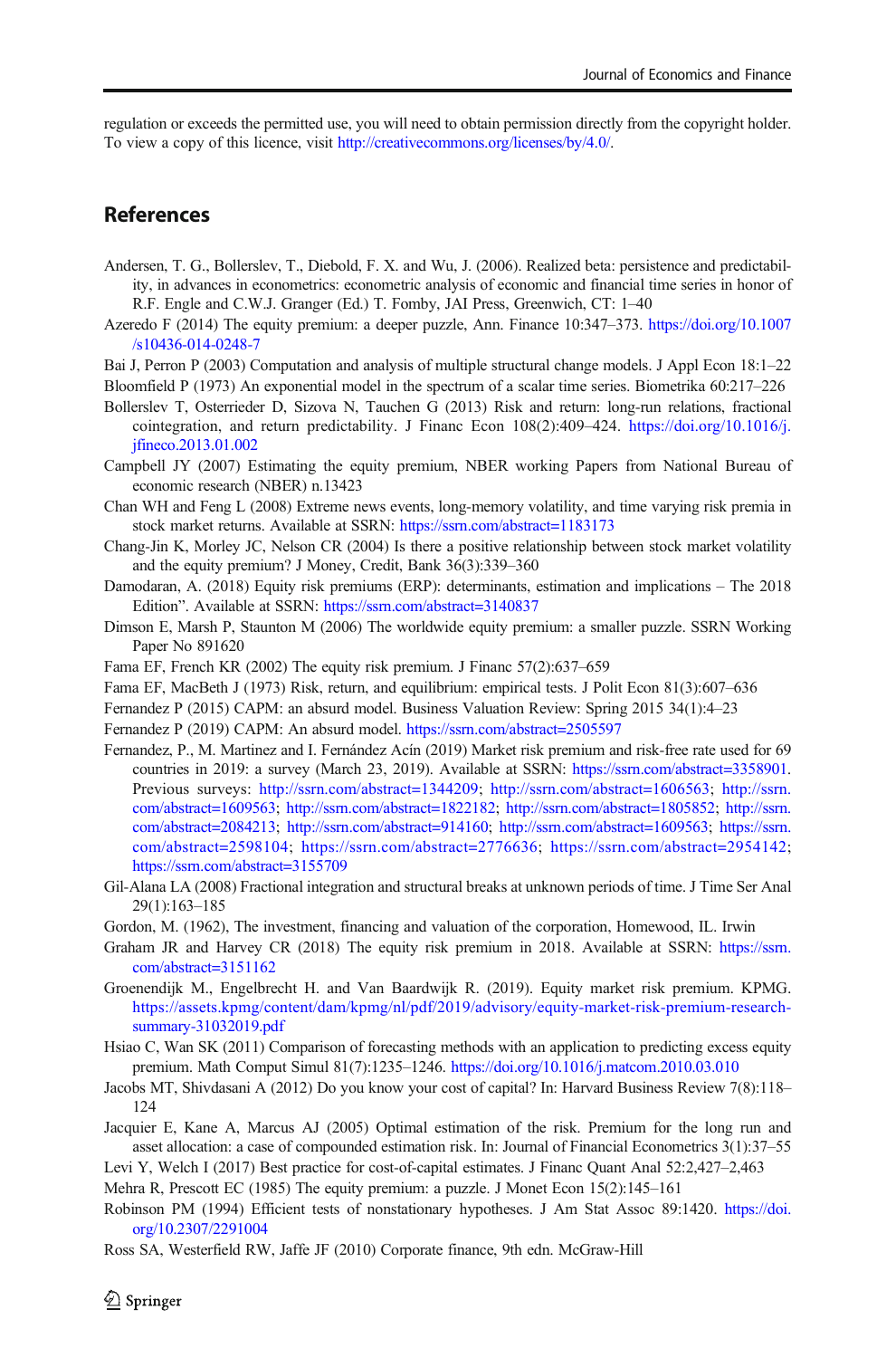regulation or exceeds the permitted use, you will need to obtain permission directly from the copyright holder. To view a copy of this licence, visit http://creativecommons.org/licenses/by/4.0/.

## References

Andersen, T. G., Bollerslev, T., Diebold, F. X. and Wu, J. (2006). Realized beta: persistence and predictability, in advances in econometrics: econometric analysis of economic and financial time series in honor of R.F. Engle and C.W.J. Granger (Ed.) T. Fomby, JAI Press, Greenwich, CT: 1–40

Azeredo F (2014) The equity premium: a deeper puzzle, Ann. Finance 10:347–373. https://doi.org/10.1007/s10436-014-0248-7

Bai J, Perron P (2003) Computation and analysis of multiple structural change models. J Appl Econ 18:1–22

Bloomfield P (1973) An exponential model in the spectrum of a scalar time series. Biometrika 60:217–226

Bollerslev T, Osterrieder D, Sizova N, Tauchen G (2013) Risk and return: long-run relations, fractional cointegration, and return predictability. J Financ Econ 108(2):409–424. https://doi.org/10.1016/j.jfineco.2013.01.002

Campbell JY (2007) Estimating the equity premium, NBER working Papers from National Bureau of economic research (NBER) n.13423

Chan WH and Feng L (2008) Extreme news events, long-memory volatility, and time varying risk premia in stock market returns. Available at SSRN: https://ssrn.com/abstract=1183173

Chang-Jin K, Morley JC, Nelson CR (2004) Is there a positive relationship between stock market volatility and the equity premium? J Money, Credit, Bank 36(3):339–360

Damodaran, A. (2018) Equity risk premiums (ERP): determinants, estimation and implications – The 2018 Edition". Available at SSRN: https://ssrn.com/abstract=3140837

Dimson E, Marsh P, Staunton M (2006) The worldwide equity premium: a smaller puzzle. SSRN Working Paper No 891620

Fama EF, French KR (2002) The equity risk premium. J Financ 57(2):637–659

Fama EF, MacBeth J (1973) Risk, return, and equilibrium: empirical tests. J Polit Econ 81(3):607–636

Fernandez P (2015) CAPM: an absurd model. Business Valuation Review: Spring 2015 34(1):4–23

Fernandez P (2019) CAPM: An absurd model. https://ssrn.com/abstract=2505597

Fernandez, P., M. Martinez and I. Fernández Acín (2019) Market risk premium and risk-free rate used for 69 countries in 2019: a survey (March 23, 2019). Available at SSRN: https://ssrn.com/abstract=3358901. Previous surveys: http://ssrn.com/abstract=1344209; http://ssrn.com/abstract=1606563; http://ssrn.com/abstract=1609563; http://ssrn.com/abstract=1822182; http://ssrn.com/abstract=1805852; http://ssrn.com/abstract=2084213; http://ssrn.com/abstract=914160; http://ssrn.com/abstract=1609563; https://ssrn.com/abstract=2598104; https://ssrn.com/abstract=2776636; https://ssrn.com/abstract=2954142; https://ssrn.com/abstract=3155709

Gil-Alana LA (2008) Fractional integration and structural breaks at unknown periods of time. J Time Ser Anal 29(1):163–185

Gordon, M. (1962), The investment, financing and valuation of the corporation, Homewood, IL. Irwin

Graham JR and Harvey CR (2018) The equity risk premium in 2018. Available at SSRN: https://ssrn.com/abstract=3151162

Groenendijk M., Engelbrecht H. and Van Baardwijk R. (2019). Equity market risk premium. KPMG. https://assets.kpmg/content/dam/kpmg/nl/pdf/2019/advisory/equity-market-risk-premium-research-summary-31032019.pdf

Hsiao C, Wan SK (2011) Comparison of forecasting methods with an application to predicting excess equity premium. Math Comput Simul 81(7):1235–1246. https://doi.org/10.1016/j.matcom.2010.03.010

Jacobs MT, Shivdasani A (2012) Do you know your cost of capital? In: Harvard Business Review 7(8):118–124

Jacquier E, Kane A, Marcus AJ (2005) Optimal estimation of the risk. Premium for the long run and asset allocation: a case of compounded estimation risk. In: Journal of Financial Econometrics 3(1):37–55

Levi Y, Welch I (2017) Best practice for cost-of-capital estimates. J Financ Quant Anal 52:2,427–2,463

Mehra R, Prescott EC (1985) The equity premium: a puzzle. J Monet Econ 15(2):145–161

Robinson PM (1994) Efficient tests of nonstationary hypotheses. J Am Stat Assoc 89:1420. https://doi.org/10.2307/2291004

Ross SA, Westerfield RW, Jaffe JF (2010) Corporate finance, 9th edn. McGraw-Hill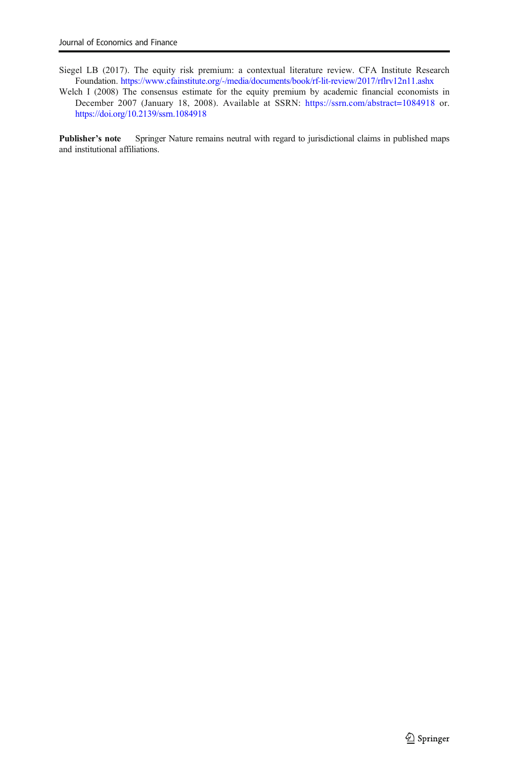Siegel LB (2017). The equity risk premium: a contextual literature review. CFA Institute Research Foundation. https://www.cfainstitute.org/-/media/documents/book/rf-lit-review/2017/rflrv12n11.ashx

Welch I (2008) The consensus estimate for the equity premium by academic financial economists in December 2007 (January 18, 2008). Available at SSRN: https://ssrn.com/abstract=1084918 or. https://doi.org/10.2139/ssrn.1084918

**Publisher's note** Springer Nature remains neutral with regard to jurisdictional claims in published maps and institutional affiliations.